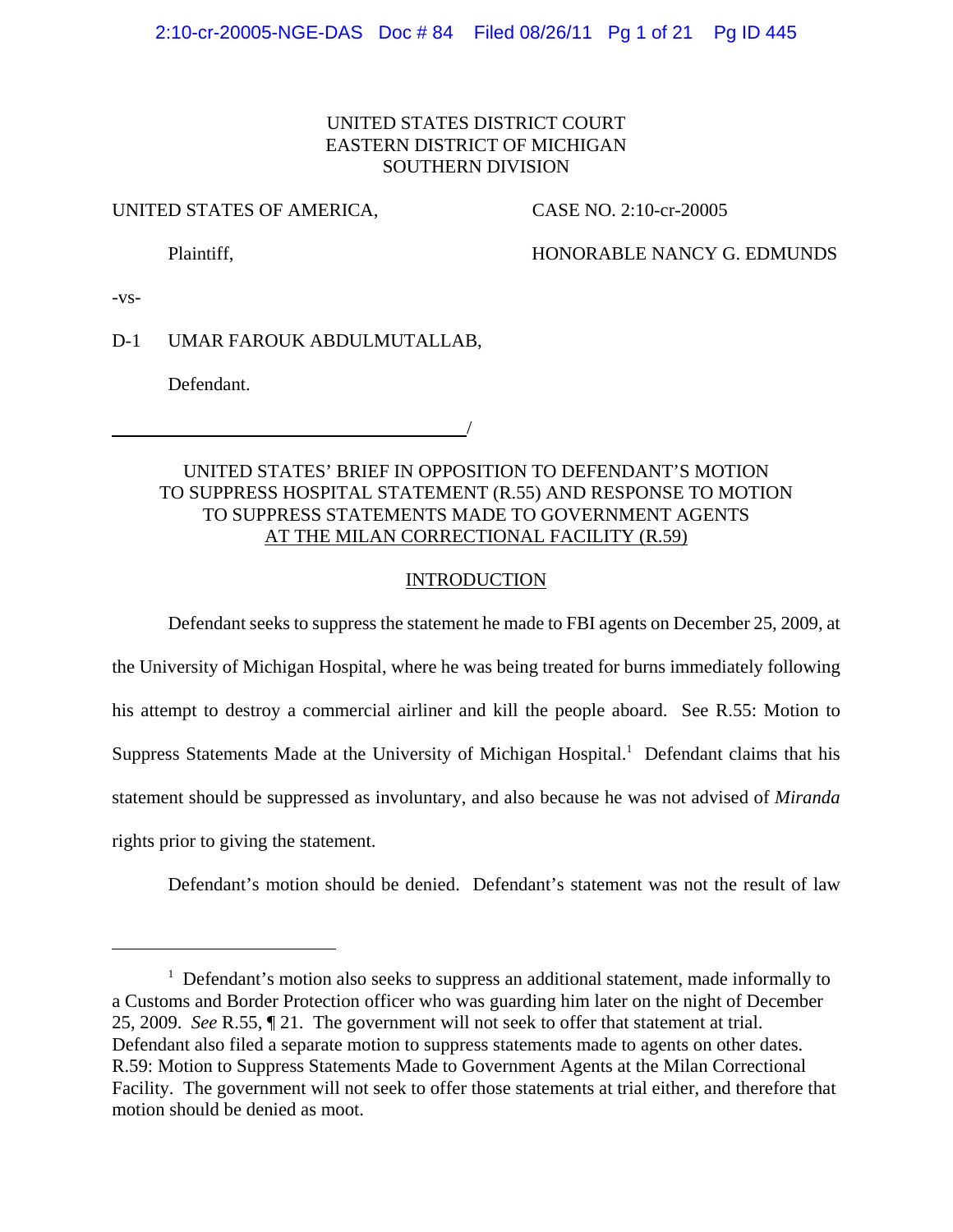UNITED STATES DISTRICT COURT
EASTERN DISTRICT OF MICHIGAN
SOUTHERN DIVISION

UNITED STATES OF AMERICA,

Plaintiff,

CASE NO. 2:10-cr-20005

HONORABLE NANCY G. EDMUNDS

-vs-

D-1 UMAR FAROUK ABDULMUTALLAB,

Defendant.

______________________________________/

UNITED STATES' BRIEF IN OPPOSITION TO DEFENDANT'S MOTION TO SUPPRESS HOSPITAL STATEMENT (R.55) AND RESPONSE TO MOTION TO SUPPRESS STATEMENTS MADE TO GOVERNMENT AGENTS AT THE MILAN CORRECTIONAL FACILITY (R.59)

## INTRODUCTION

Defendant seeks to suppress the statement he made to FBI agents on December 25, 2009, at the University of Michigan Hospital, where he was being treated for burns immediately following his attempt to destroy a commercial airliner and kill the people aboard. See R.55: Motion to Suppress Statements Made at the University of Michigan Hospital.[1] Defendant claims that his statement should be suppressed as involuntary, and also because he was not advised of *Miranda* rights prior to giving the statement.

Defendant's motion should be denied. Defendant's statement was not the result of law

---

[1] Defendant's motion also seeks to suppress an additional statement, made informally to a Customs and Border Protection officer who was guarding him later on the night of December 25, 2009. *See* R.55, ¶ 21. The government will not seek to offer that statement at trial. Defendant also filed a separate motion to suppress statements made to agents on other dates. R.59: Motion to Suppress Statements Made to Government Agents at the Milan Correctional Facility. The government will not seek to offer those statements at trial either, and therefore that motion should be denied as moot.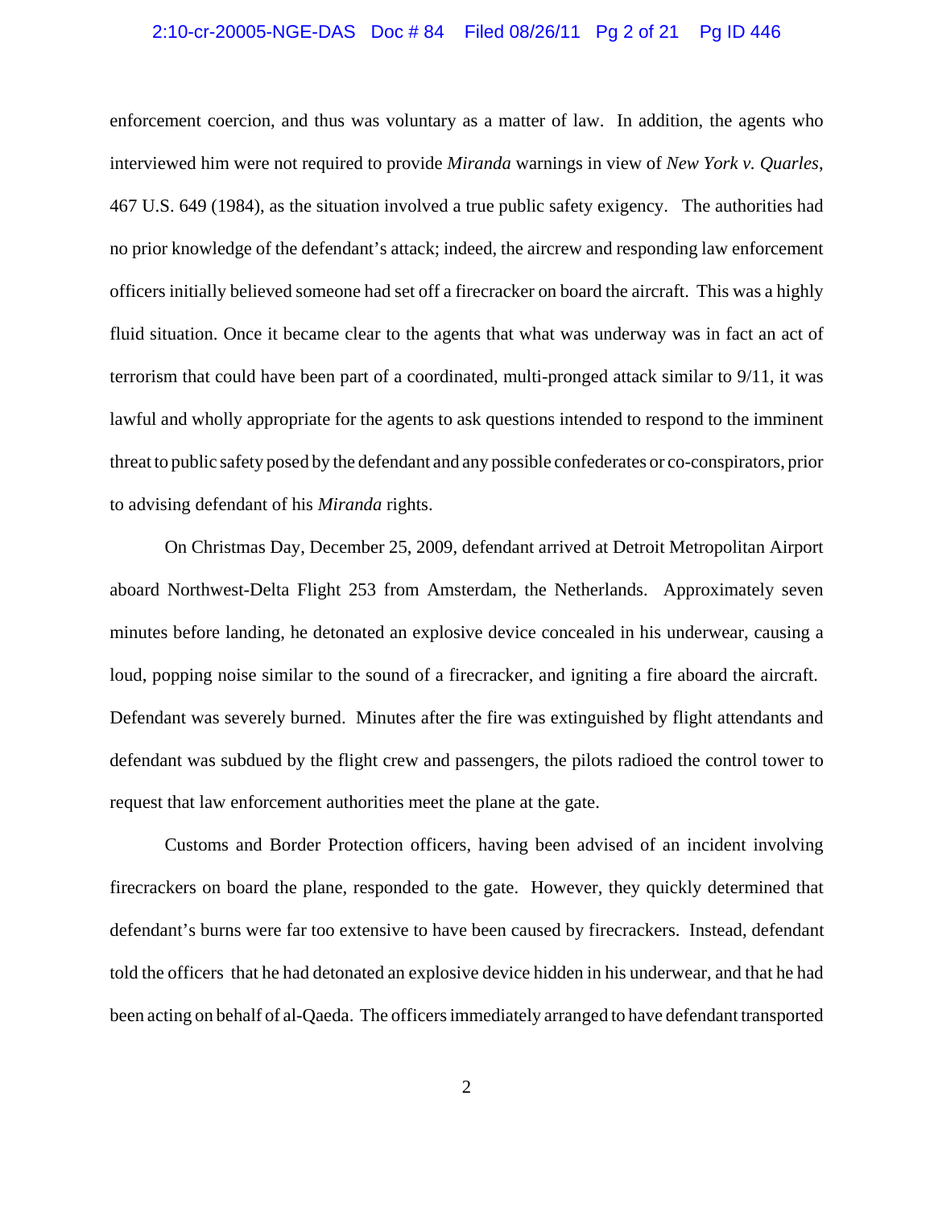enforcement coercion, and thus was voluntary as a matter of law. In addition, the agents who interviewed him were not required to provide *Miranda* warnings in view of *New York v. Quarles*, 467 U.S. 649 (1984), as the situation involved a true public safety exigency. The authorities had no prior knowledge of the defendant's attack; indeed, the aircrew and responding law enforcement officers initially believed someone had set off a firecracker on board the aircraft. This was a highly fluid situation. Once it became clear to the agents that what was underway was in fact an act of terrorism that could have been part of a coordinated, multi-pronged attack similar to 9/11, it was lawful and wholly appropriate for the agents to ask questions intended to respond to the imminent threat to public safety posed by the defendant and any possible confederates or co-conspirators, prior to advising defendant of his *Miranda* rights.

On Christmas Day, December 25, 2009, defendant arrived at Detroit Metropolitan Airport aboard Northwest-Delta Flight 253 from Amsterdam, the Netherlands. Approximately seven minutes before landing, he detonated an explosive device concealed in his underwear, causing a loud, popping noise similar to the sound of a firecracker, and igniting a fire aboard the aircraft. Defendant was severely burned. Minutes after the fire was extinguished by flight attendants and defendant was subdued by the flight crew and passengers, the pilots radioed the control tower to request that law enforcement authorities meet the plane at the gate.

Customs and Border Protection officers, having been advised of an incident involving firecrackers on board the plane, responded to the gate. However, they quickly determined that defendant's burns were far too extensive to have been caused by firecrackers. Instead, defendant told the officers that he had detonated an explosive device hidden in his underwear, and that he had been acting on behalf of al-Qaeda. The officers immediately arranged to have defendant transported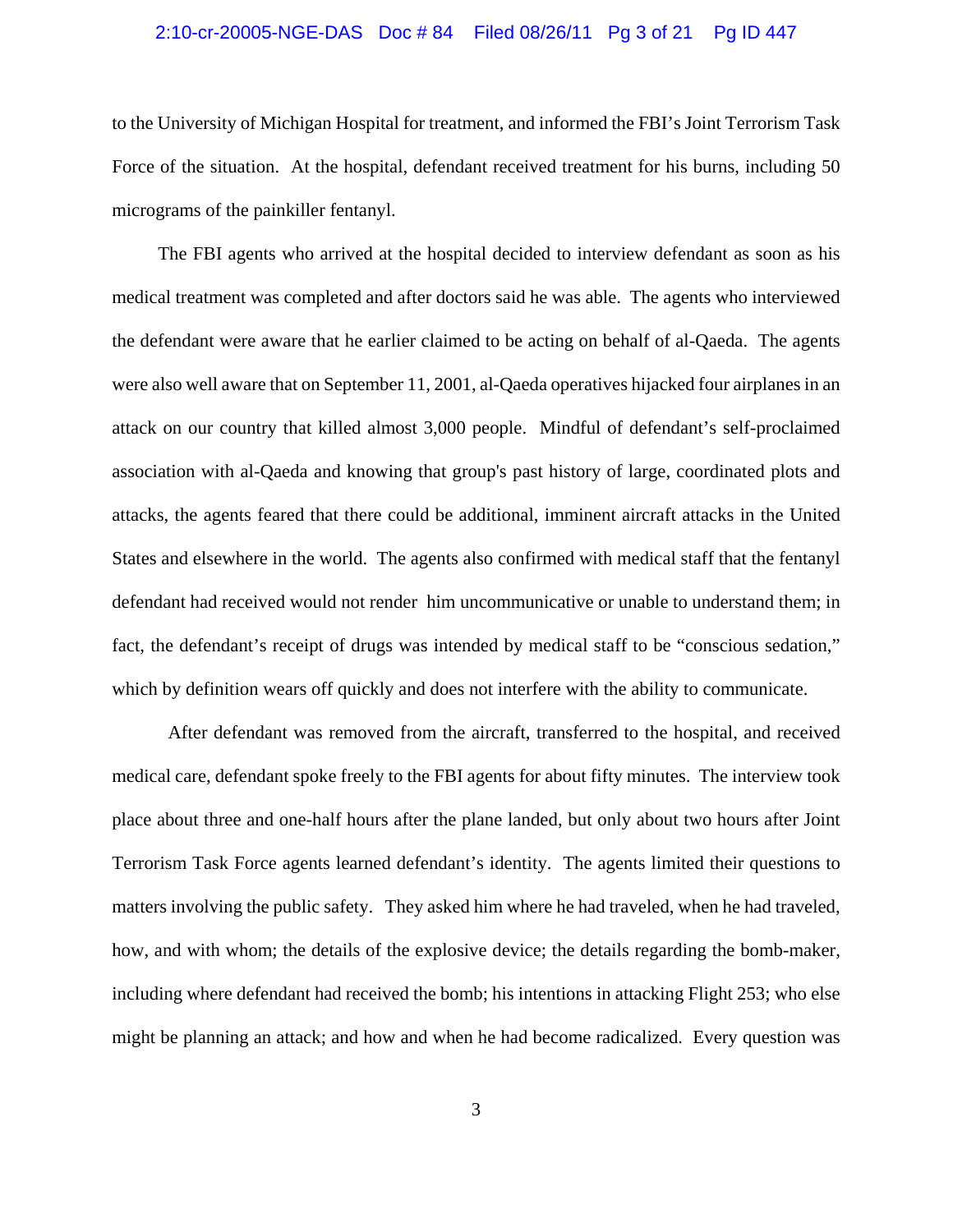to the University of Michigan Hospital for treatment, and informed the FBI's Joint Terrorism Task Force of the situation. At the hospital, defendant received treatment for his burns, including 50 micrograms of the painkiller fentanyl.

The FBI agents who arrived at the hospital decided to interview defendant as soon as his medical treatment was completed and after doctors said he was able. The agents who interviewed the defendant were aware that he earlier claimed to be acting on behalf of al-Qaeda. The agents were also well aware that on September 11, 2001, al-Qaeda operatives hijacked four airplanes in an attack on our country that killed almost 3,000 people. Mindful of defendant's self-proclaimed association with al-Qaeda and knowing that group's past history of large, coordinated plots and attacks, the agents feared that there could be additional, imminent aircraft attacks in the United States and elsewhere in the world. The agents also confirmed with medical staff that the fentanyl defendant had received would not render him uncommunicative or unable to understand them; in fact, the defendant's receipt of drugs was intended by medical staff to be "conscious sedation," which by definition wears off quickly and does not interfere with the ability to communicate.

After defendant was removed from the aircraft, transferred to the hospital, and received medical care, defendant spoke freely to the FBI agents for about fifty minutes. The interview took place about three and one-half hours after the plane landed, but only about two hours after Joint Terrorism Task Force agents learned defendant's identity. The agents limited their questions to matters involving the public safety. They asked him where he had traveled, when he had traveled, how, and with whom; the details of the explosive device; the details regarding the bomb-maker, including where defendant had received the bomb; his intentions in attacking Flight 253; who else might be planning an attack; and how and when he had become radicalized. Every question was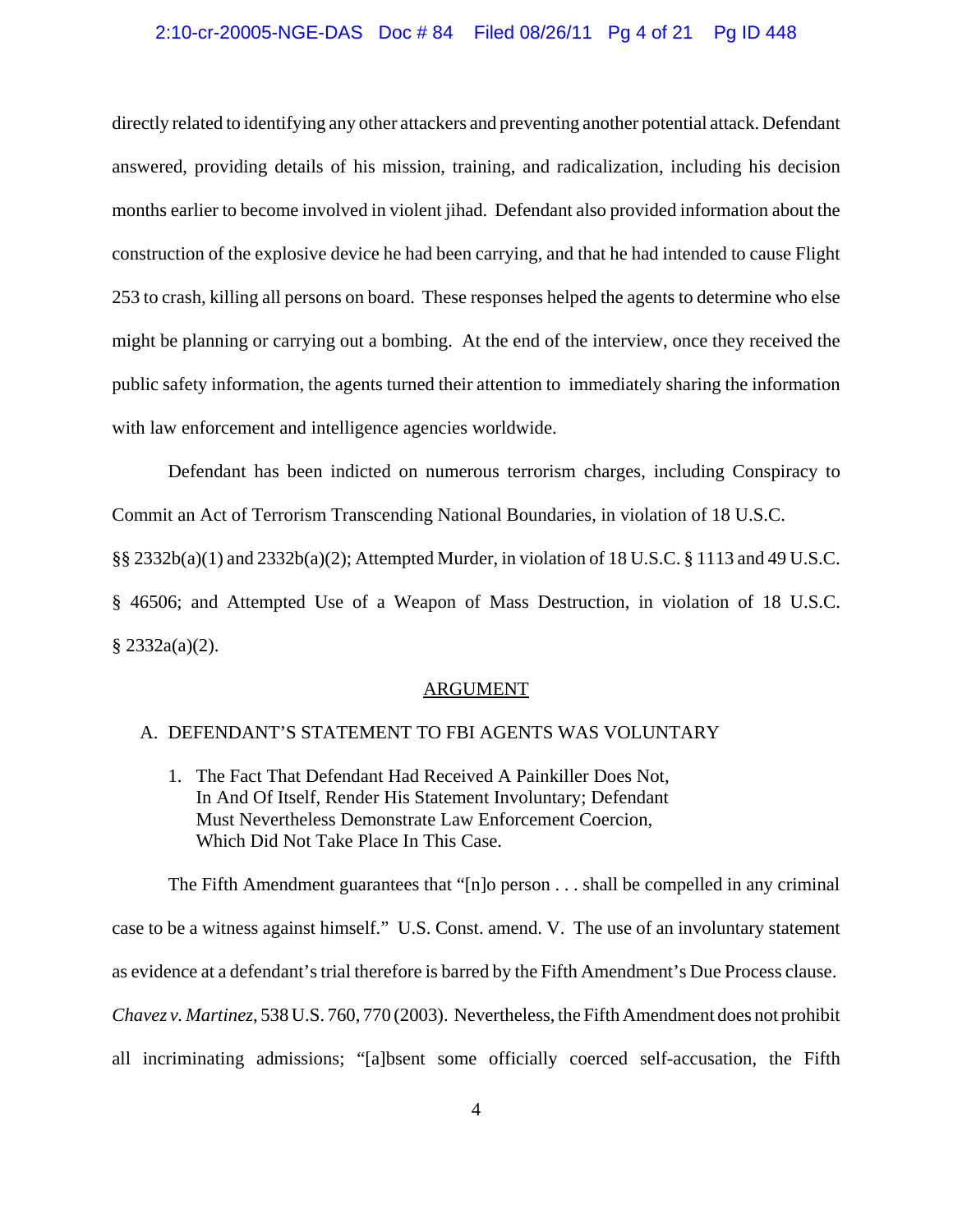directly related to identifying any other attackers and preventing another potential attack. Defendant answered, providing details of his mission, training, and radicalization, including his decision months earlier to become involved in violent jihad. Defendant also provided information about the construction of the explosive device he had been carrying, and that he had intended to cause Flight 253 to crash, killing all persons on board. These responses helped the agents to determine who else might be planning or carrying out a bombing. At the end of the interview, once they received the public safety information, the agents turned their attention to immediately sharing the information with law enforcement and intelligence agencies worldwide.

Defendant has been indicted on numerous terrorism charges, including Conspiracy to Commit an Act of Terrorism Transcending National Boundaries, in violation of 18 U.S.C. §§ 2332b(a)(1) and 2332b(a)(2); Attempted Murder, in violation of 18 U.S.C. § 1113 and 49 U.S.C. § 46506; and Attempted Use of a Weapon of Mass Destruction, in violation of 18 U.S.C. § 2332a(a)(2).

## ARGUMENT

### A. DEFENDANT'S STATEMENT TO FBI AGENTS WAS VOLUNTARY

#### 1. The Fact That Defendant Had Received A Painkiller Does Not, In And Of Itself, Render His Statement Involuntary; Defendant Must Nevertheless Demonstrate Law Enforcement Coercion, Which Did Not Take Place In This Case.

The Fifth Amendment guarantees that "[n]o person . . . shall be compelled in any criminal case to be a witness against himself." U.S. Const. amend. V. The use of an involuntary statement as evidence at a defendant's trial therefore is barred by the Fifth Amendment's Due Process clause. *Chavez v. Martinez*, 538 U.S. 760, 770 (2003). Nevertheless, the Fifth Amendment does not prohibit all incriminating admissions; "[a]bsent some officially coerced self-accusation, the Fifth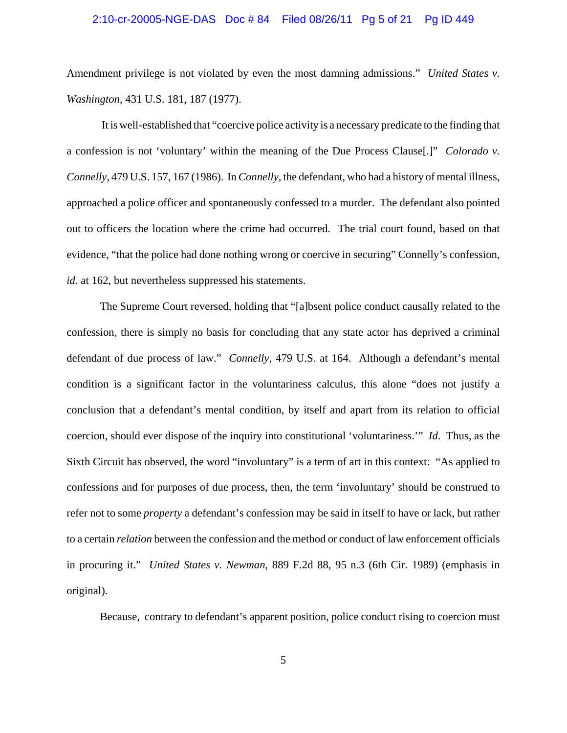Amendment privilege is not violated by even the most damning admissions." *United States v. Washington*, 431 U.S. 181, 187 (1977).

It is well-established that "coercive police activity is a necessary predicate to the finding that a confession is not 'voluntary' within the meaning of the Due Process Clause[.]" *Colorado v. Connelly*, 479 U.S. 157, 167 (1986). In *Connelly*, the defendant, who had a history of mental illness, approached a police officer and spontaneously confessed to a murder. The defendant also pointed out to officers the location where the crime had occurred. The trial court found, based on that evidence, "that the police had done nothing wrong or coercive in securing" Connelly's confession, *id*. at 162, but nevertheless suppressed his statements.

The Supreme Court reversed, holding that "[a]bsent police conduct causally related to the confession, there is simply no basis for concluding that any state actor has deprived a criminal defendant of due process of law." *Connelly*, 479 U.S. at 164. Although a defendant's mental condition is a significant factor in the voluntariness calculus, this alone "does not justify a conclusion that a defendant's mental condition, by itself and apart from its relation to official coercion, should ever dispose of the inquiry into constitutional 'voluntariness.'" *Id*. Thus, as the Sixth Circuit has observed, the word "involuntary" is a term of art in this context: "As applied to confessions and for purposes of due process, then, the term 'involuntary' should be construed to refer not to some *property* a defendant's confession may be said in itself to have or lack, but rather to a certain *relation* between the confession and the method or conduct of law enforcement officials in procuring it." *United States v. Newman*, 889 F.2d 88, 95 n.3 (6th Cir. 1989) (emphasis in original).

Because, contrary to defendant's apparent position, police conduct rising to coercion must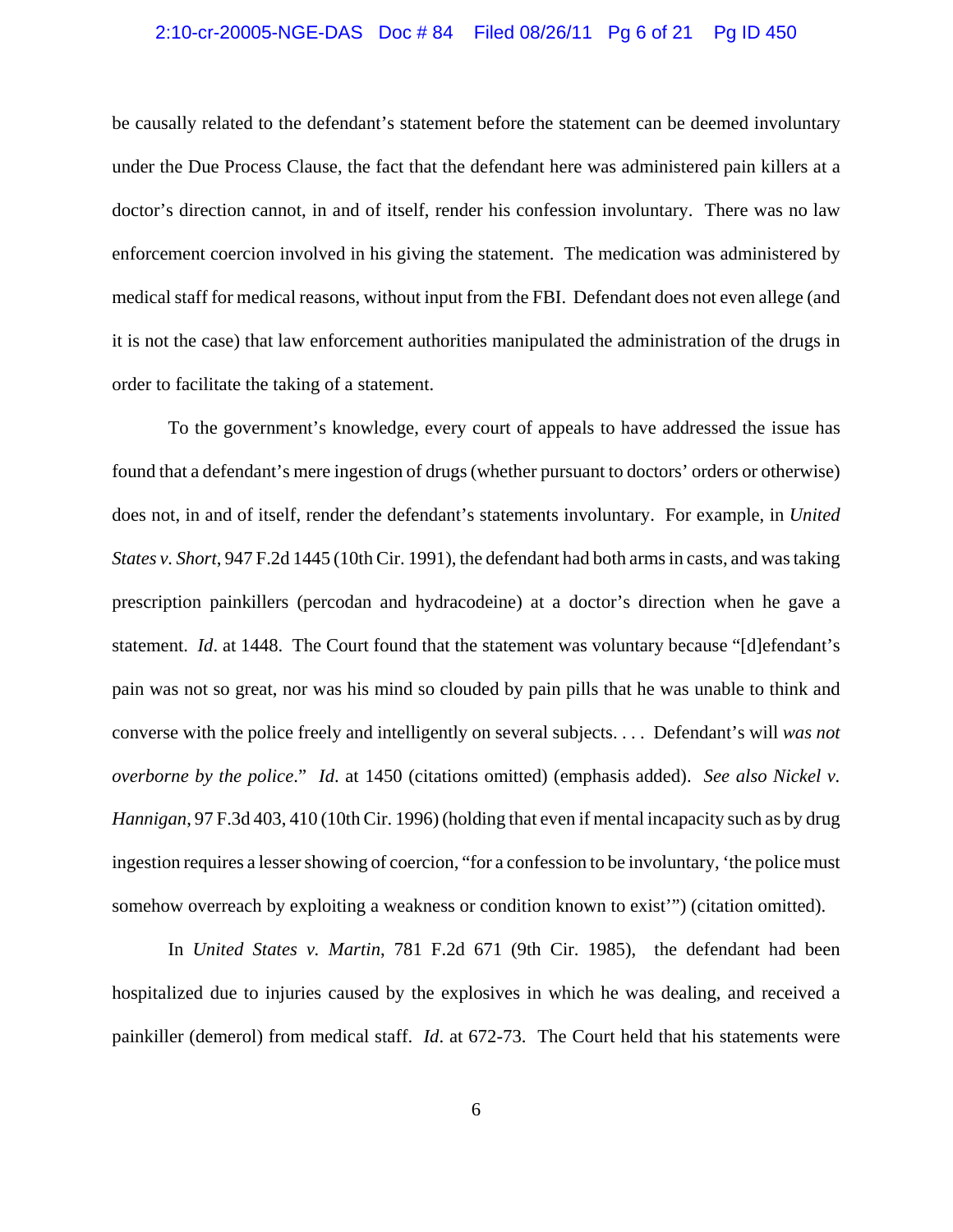be causally related to the defendant's statement before the statement can be deemed involuntary under the Due Process Clause, the fact that the defendant here was administered pain killers at a doctor's direction cannot, in and of itself, render his confession involuntary. There was no law enforcement coercion involved in his giving the statement. The medication was administered by medical staff for medical reasons, without input from the FBI. Defendant does not even allege (and it is not the case) that law enforcement authorities manipulated the administration of the drugs in order to facilitate the taking of a statement.

To the government's knowledge, every court of appeals to have addressed the issue has found that a defendant's mere ingestion of drugs (whether pursuant to doctors' orders or otherwise) does not, in and of itself, render the defendant's statements involuntary. For example, in *United States v. Short*, 947 F.2d 1445 (10th Cir. 1991), the defendant had both arms in casts, and was taking prescription painkillers (percodan and hydracodeine) at a doctor's direction when he gave a statement. *Id*. at 1448. The Court found that the statement was voluntary because "[d]efendant's pain was not so great, nor was his mind so clouded by pain pills that he was unable to think and converse with the police freely and intelligently on several subjects. . . . Defendant's will *was not overborne by the police*." *Id*. at 1450 (citations omitted) (emphasis added). *See also Nickel v. Hannigan*, 97 F.3d 403, 410 (10th Cir. 1996) (holding that even if mental incapacity such as by drug ingestion requires a lesser showing of coercion, "for a confession to be involuntary, 'the police must somehow overreach by exploiting a weakness or condition known to exist'") (citation omitted).

In *United States v. Martin*, 781 F.2d 671 (9th Cir. 1985), the defendant had been hospitalized due to injuries caused by the explosives in which he was dealing, and received a painkiller (demerol) from medical staff. *Id*. at 672-73. The Court held that his statements were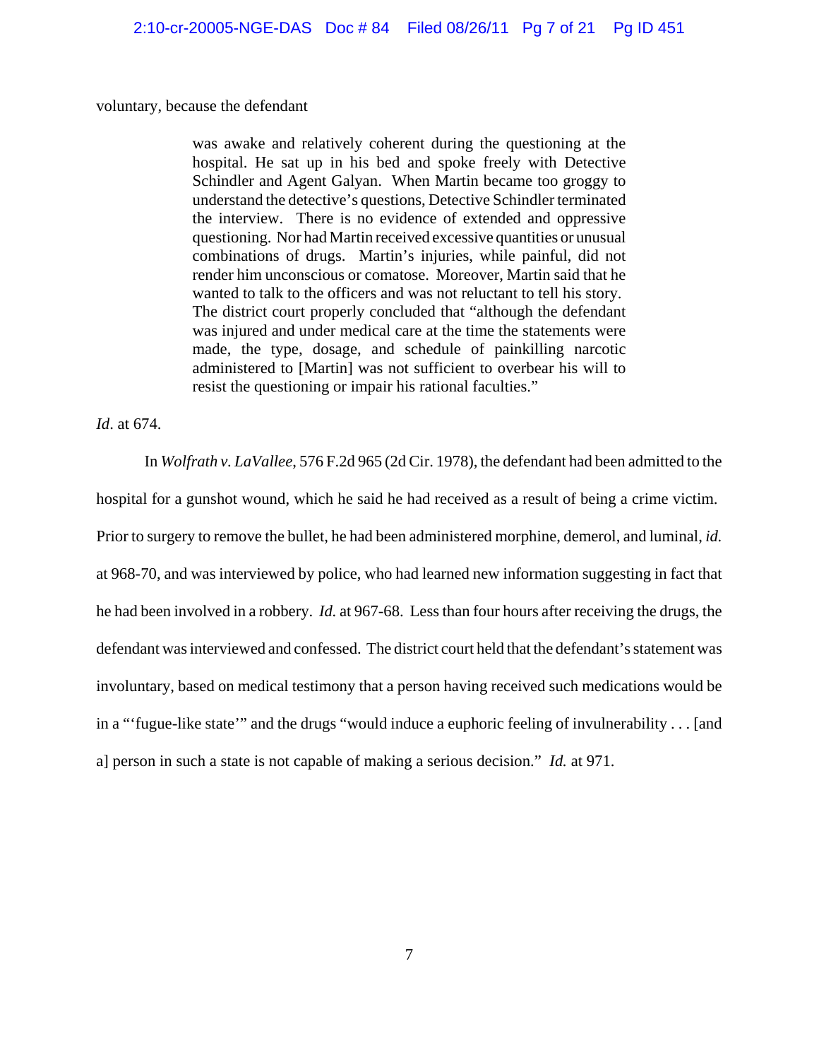voluntary, because the defendant

> was awake and relatively coherent during the questioning at the hospital. He sat up in his bed and spoke freely with Detective Schindler and Agent Galyan. When Martin became too groggy to understand the detective's questions, Detective Schindler terminated the interview. There is no evidence of extended and oppressive questioning. Nor had Martin received excessive quantities or unusual combinations of drugs. Martin's injuries, while painful, did not render him unconscious or comatose. Moreover, Martin said that he wanted to talk to the officers and was not reluctant to tell his story. The district court properly concluded that "although the defendant was injured and under medical care at the time the statements were made, the type, dosage, and schedule of painkilling narcotic administered to [Martin] was not sufficient to overbear his will to resist the questioning or impair his rational faculties."

*Id*. at 674.

In *Wolfrath v. LaVallee*, 576 F.2d 965 (2d Cir. 1978), the defendant had been admitted to the hospital for a gunshot wound, which he said he had received as a result of being a crime victim. Prior to surgery to remove the bullet, he had been administered morphine, demerol, and luminal, *id.* at 968-70, and was interviewed by police, who had learned new information suggesting in fact that he had been involved in a robbery. *Id.* at 967-68. Less than four hours after receiving the drugs, the defendant was interviewed and confessed. The district court held that the defendant's statement was involuntary, based on medical testimony that a person having received such medications would be in a "'fugue-like state'" and the drugs "would induce a euphoric feeling of invulnerability . . . [and a] person in such a state is not capable of making a serious decision." *Id.* at 971.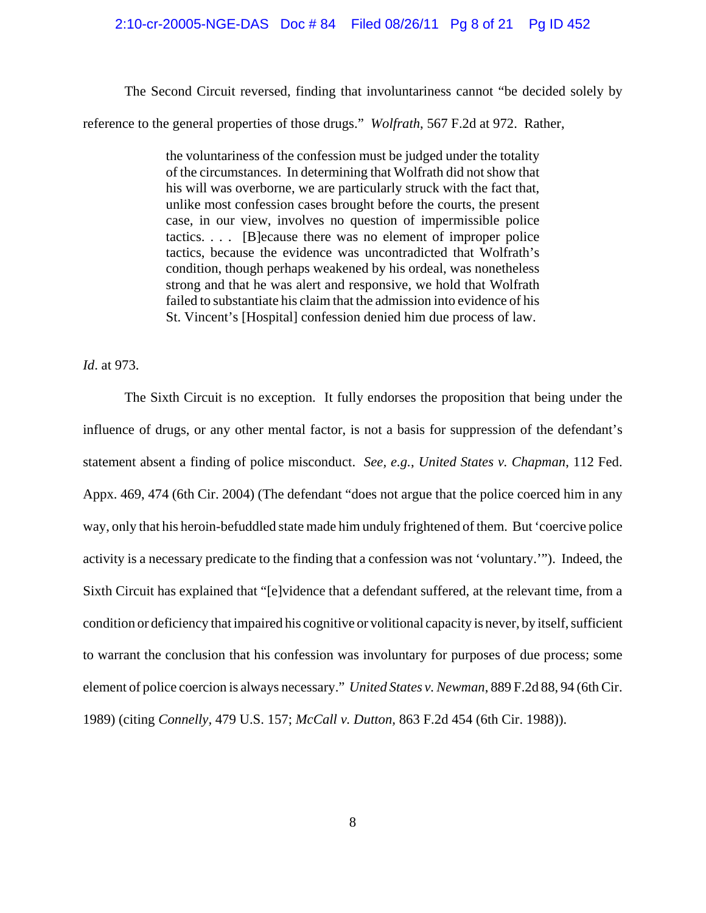The Second Circuit reversed, finding that involuntariness cannot "be decided solely by reference to the general properties of those drugs." *Wolfrath*, 567 F.2d at 972. Rather,

> the voluntariness of the confession must be judged under the totality of the circumstances. In determining that Wolfrath did not show that his will was overborne, we are particularly struck with the fact that, unlike most confession cases brought before the courts, the present case, in our view, involves no question of impermissible police tactics. . . . [B]ecause there was no element of improper police tactics, because the evidence was uncontradicted that Wolfrath's condition, though perhaps weakened by his ordeal, was nonetheless strong and that he was alert and responsive, we hold that Wolfrath failed to substantiate his claim that the admission into evidence of his St. Vincent's [Hospital] confession denied him due process of law.

*Id*. at 973.

The Sixth Circuit is no exception. It fully endorses the proposition that being under the influence of drugs, or any other mental factor, is not a basis for suppression of the defendant's statement absent a finding of police misconduct. *See, e.g.*, *United States v. Chapman*, 112 Fed. Appx. 469, 474 (6th Cir. 2004) (The defendant "does not argue that the police coerced him in any way, only that his heroin-befuddled state made him unduly frightened of them. But 'coercive police activity is a necessary predicate to the finding that a confession was not 'voluntary.''"). Indeed, the Sixth Circuit has explained that "[e]vidence that a defendant suffered, at the relevant time, from a condition or deficiency that impaired his cognitive or volitional capacity is never, by itself, sufficient to warrant the conclusion that his confession was involuntary for purposes of due process; some element of police coercion is always necessary." *United States v. Newman*, 889 F.2d 88, 94 (6th Cir. 1989) (citing *Connelly*, 479 U.S. 157; *McCall v. Dutton*, 863 F.2d 454 (6th Cir. 1988)).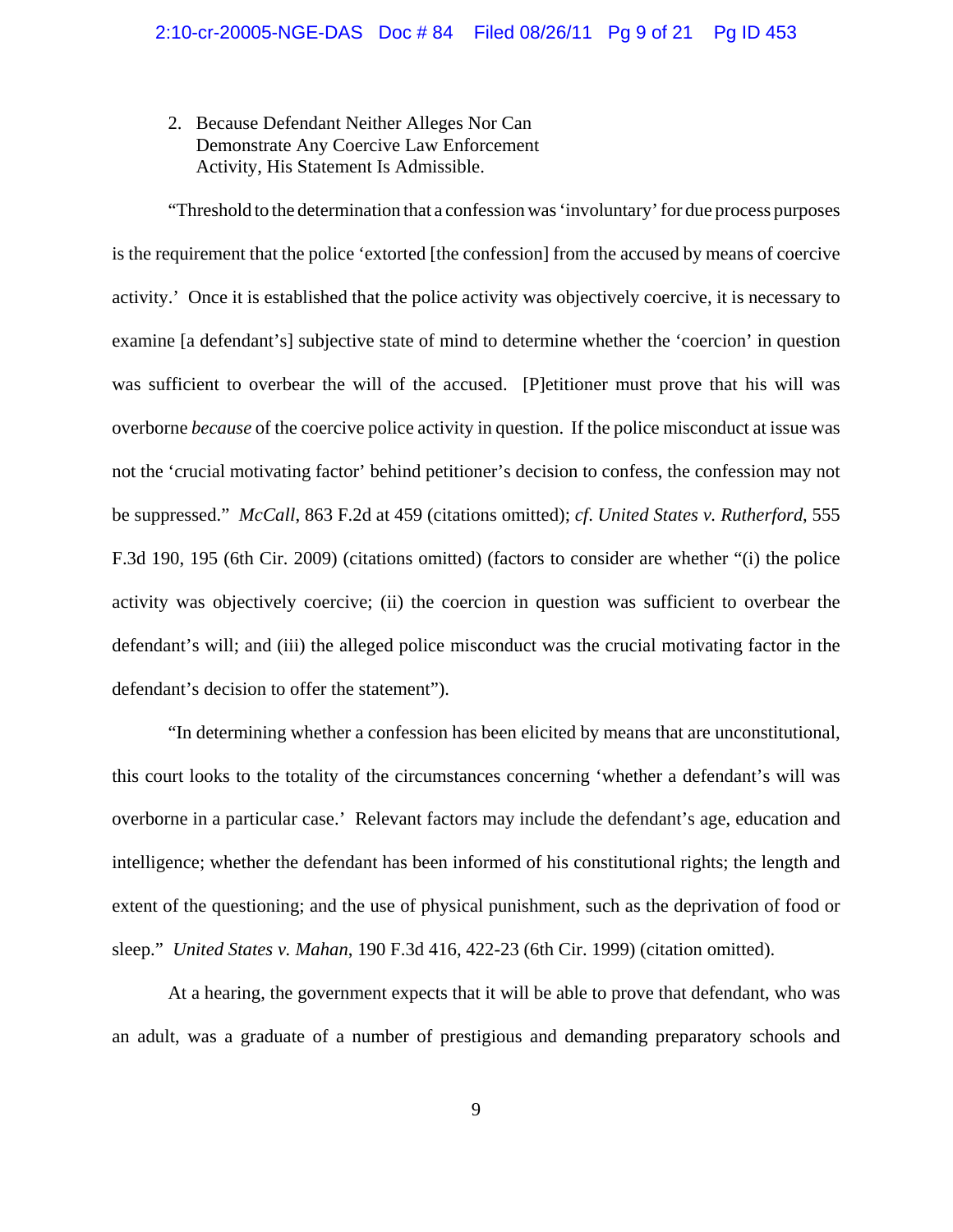2. Because Defendant Neither Alleges Nor Can Demonstrate Any Coercive Law Enforcement Activity, His Statement Is Admissible.

"Threshold to the determination that a confession was 'involuntary' for due process purposes is the requirement that the police 'extorted [the confession] from the accused by means of coercive activity.' Once it is established that the police activity was objectively coercive, it is necessary to examine [a defendant's] subjective state of mind to determine whether the 'coercion' in question was sufficient to overbear the will of the accused. [P]etitioner must prove that his will was overborne *because* of the coercive police activity in question. If the police misconduct at issue was not the 'crucial motivating factor' behind petitioner's decision to confess, the confession may not be suppressed." *McCall*, 863 F.2d at 459 (citations omitted); *cf. United States v. Rutherford*, 555 F.3d 190, 195 (6th Cir. 2009) (citations omitted) (factors to consider are whether "(i) the police activity was objectively coercive; (ii) the coercion in question was sufficient to overbear the defendant's will; and (iii) the alleged police misconduct was the crucial motivating factor in the defendant's decision to offer the statement").

"In determining whether a confession has been elicited by means that are unconstitutional, this court looks to the totality of the circumstances concerning 'whether a defendant's will was overborne in a particular case.' Relevant factors may include the defendant's age, education and intelligence; whether the defendant has been informed of his constitutional rights; the length and extent of the questioning; and the use of physical punishment, such as the deprivation of food or sleep." *United States v. Mahan*, 190 F.3d 416, 422-23 (6th Cir. 1999) (citation omitted).

At a hearing, the government expects that it will be able to prove that defendant, who was an adult, was a graduate of a number of prestigious and demanding preparatory schools and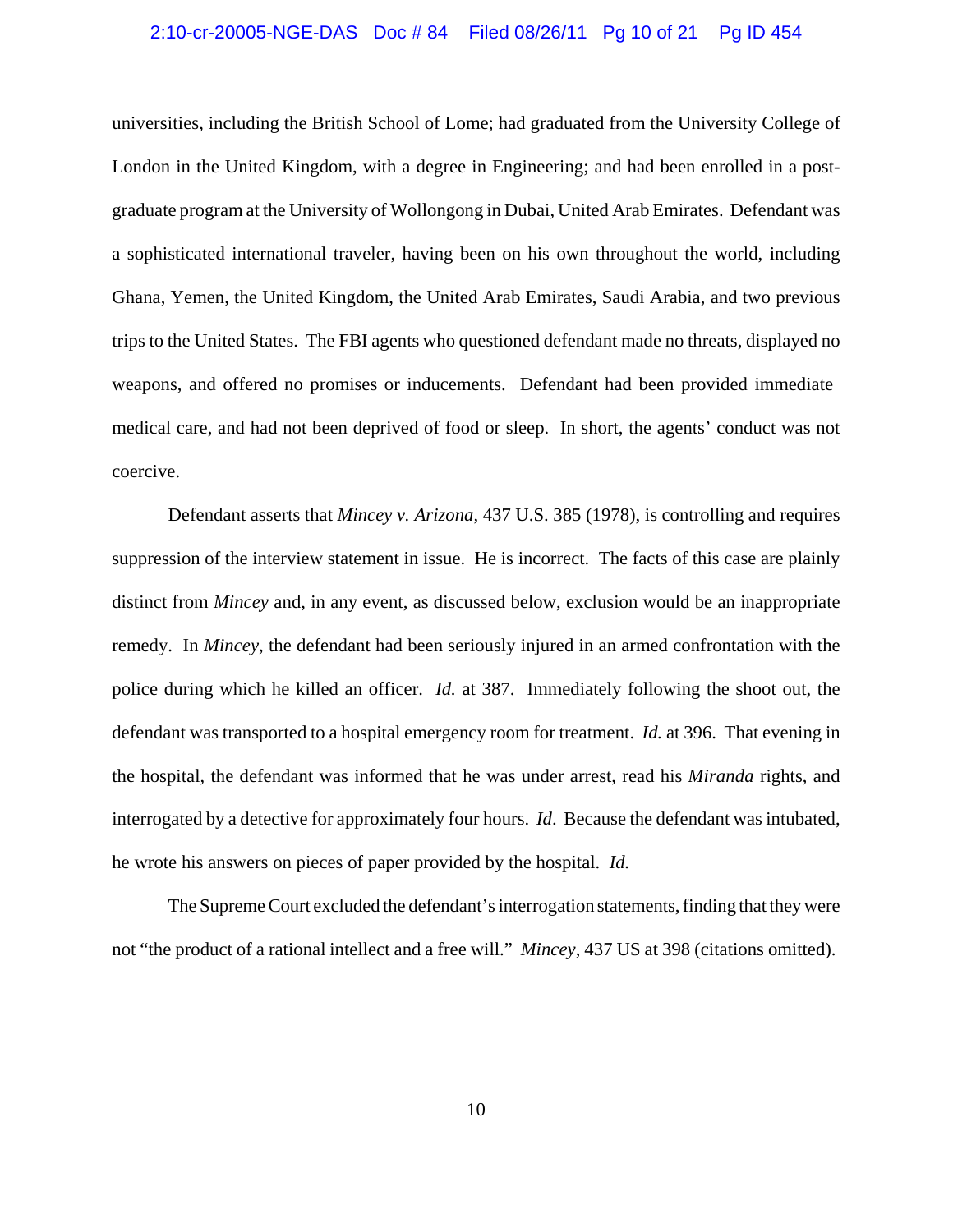universities, including the British School of Lome; had graduated from the University College of London in the United Kingdom, with a degree in Engineering; and had been enrolled in a post-graduate program at the University of Wollongong in Dubai, United Arab Emirates. Defendant was a sophisticated international traveler, having been on his own throughout the world, including Ghana, Yemen, the United Kingdom, the United Arab Emirates, Saudi Arabia, and two previous trips to the United States. The FBI agents who questioned defendant made no threats, displayed no weapons, and offered no promises or inducements. Defendant had been provided immediate medical care, and had not been deprived of food or sleep. In short, the agents' conduct was not coercive.

Defendant asserts that *Mincey v. Arizona*, 437 U.S. 385 (1978), is controlling and requires suppression of the interview statement in issue. He is incorrect. The facts of this case are plainly distinct from *Mincey* and, in any event, as discussed below, exclusion would be an inappropriate remedy. In *Mincey*, the defendant had been seriously injured in an armed confrontation with the police during which he killed an officer. *Id.* at 387. Immediately following the shoot out, the defendant was transported to a hospital emergency room for treatment. *Id.* at 396. That evening in the hospital, the defendant was informed that he was under arrest, read his *Miranda* rights, and interrogated by a detective for approximately four hours. *Id*. Because the defendant was intubated, he wrote his answers on pieces of paper provided by the hospital. *Id.*

The Supreme Court excluded the defendant's interrogation statements, finding that they were not "the product of a rational intellect and a free will." *Mincey*, 437 US at 398 (citations omitted).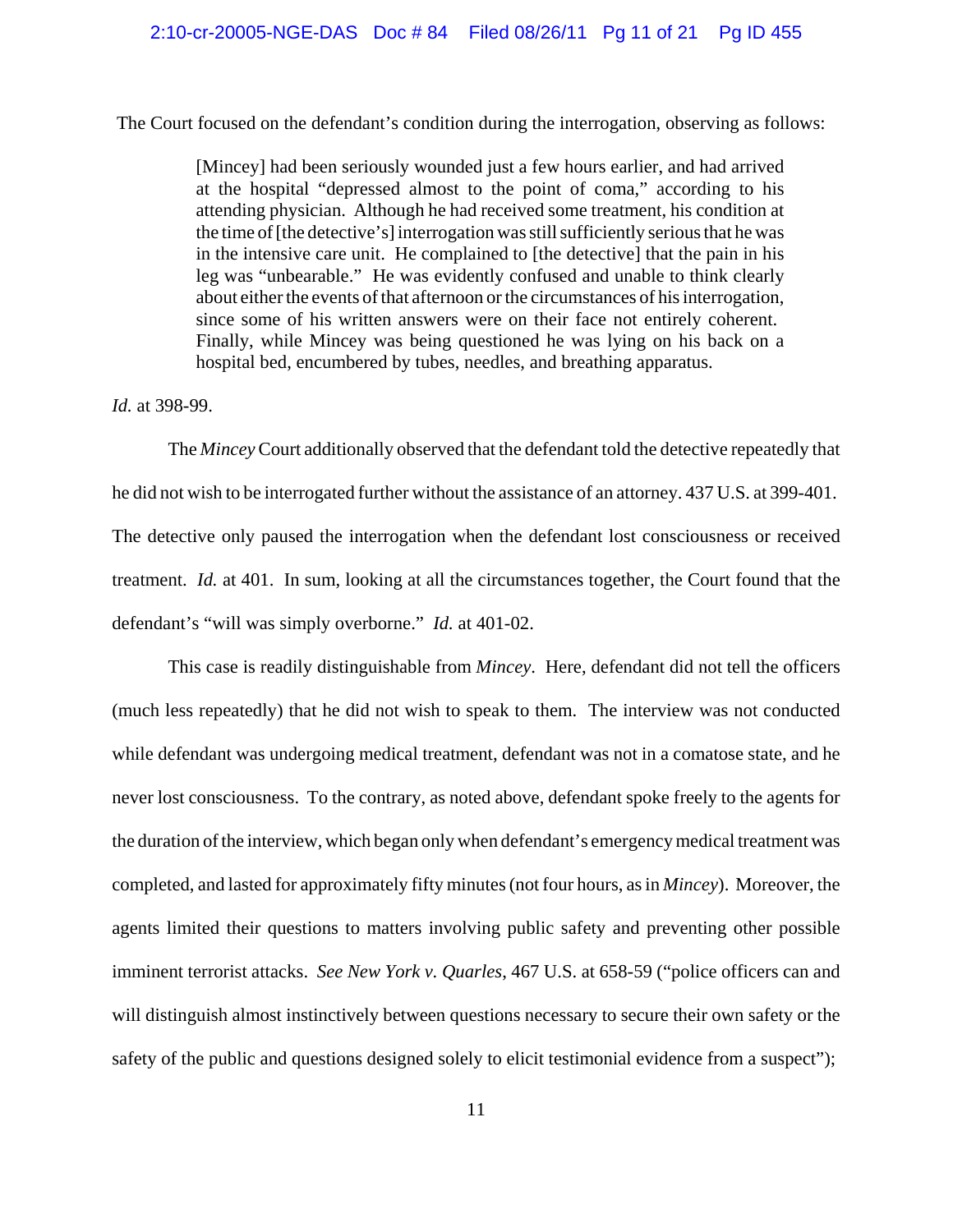The Court focused on the defendant's condition during the interrogation, observing as follows:

> [Mincey] had been seriously wounded just a few hours earlier, and had arrived at the hospital "depressed almost to the point of coma," according to his attending physician. Although he had received some treatment, his condition at the time of [the detective's] interrogation was still sufficiently serious that he was in the intensive care unit. He complained to [the detective] that the pain in his leg was "unbearable." He was evidently confused and unable to think clearly about either the events of that afternoon or the circumstances of his interrogation, since some of his written answers were on their face not entirely coherent. Finally, while Mincey was being questioned he was lying on his back on a hospital bed, encumbered by tubes, needles, and breathing apparatus.

*Id.* at 398-99.

The *Mincey* Court additionally observed that the defendant told the detective repeatedly that he did not wish to be interrogated further without the assistance of an attorney. 437 U.S. at 399-401. The detective only paused the interrogation when the defendant lost consciousness or received treatment. *Id.* at 401. In sum, looking at all the circumstances together, the Court found that the defendant's "will was simply overborne." *Id.* at 401-02.

This case is readily distinguishable from *Mincey*. Here, defendant did not tell the officers (much less repeatedly) that he did not wish to speak to them. The interview was not conducted while defendant was undergoing medical treatment, defendant was not in a comatose state, and he never lost consciousness. To the contrary, as noted above, defendant spoke freely to the agents for the duration of the interview, which began only when defendant's emergency medical treatment was completed, and lasted for approximately fifty minutes (not four hours, as in *Mincey*). Moreover, the agents limited their questions to matters involving public safety and preventing other possible imminent terrorist attacks. *See New York v. Quarles*, 467 U.S. at 658-59 ("police officers can and will distinguish almost instinctively between questions necessary to secure their own safety or the safety of the public and questions designed solely to elicit testimonial evidence from a suspect");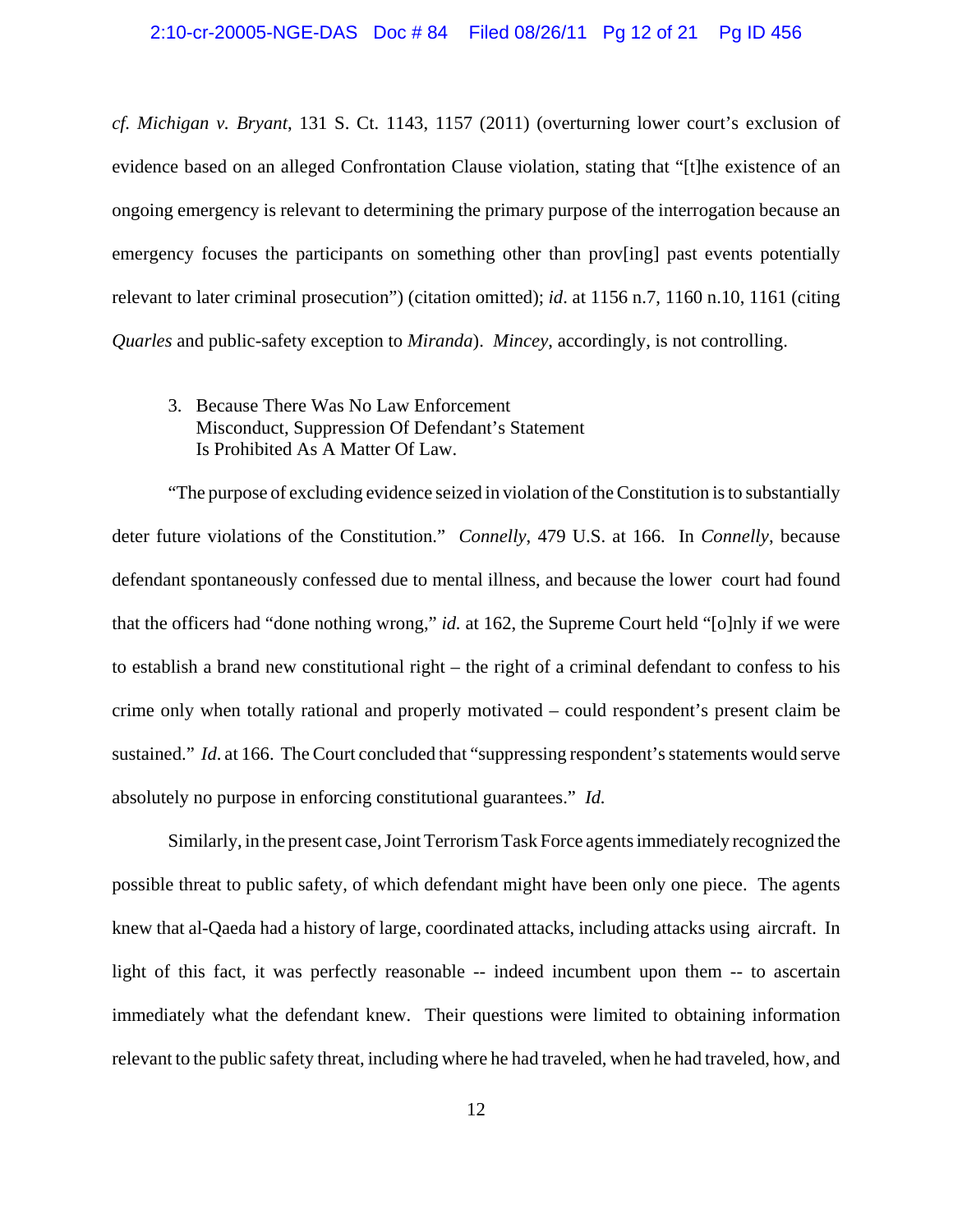*cf. Michigan v. Bryant*, 131 S. Ct. 1143, 1157 (2011) (overturning lower court's exclusion of evidence based on an alleged Confrontation Clause violation, stating that "[t]he existence of an ongoing emergency is relevant to determining the primary purpose of the interrogation because an emergency focuses the participants on something other than prov[ing] past events potentially relevant to later criminal prosecution") (citation omitted); *id*. at 1156 n.7, 1160 n.10, 1161 (citing *Quarles* and public-safety exception to *Miranda*). *Mincey*, accordingly, is not controlling.

3. Because There Was No Law Enforcement Misconduct, Suppression Of Defendant's Statement Is Prohibited As A Matter Of Law.

"The purpose of excluding evidence seized in violation of the Constitution is to substantially deter future violations of the Constitution." *Connelly*, 479 U.S. at 166. In *Connelly*, because defendant spontaneously confessed due to mental illness, and because the lower court had found that the officers had "done nothing wrong," *id.* at 162, the Supreme Court held "[o]nly if we were to establish a brand new constitutional right – the right of a criminal defendant to confess to his crime only when totally rational and properly motivated – could respondent's present claim be sustained." *Id*. at 166. The Court concluded that "suppressing respondent's statements would serve absolutely no purpose in enforcing constitutional guarantees." *Id.*

Similarly, in the present case, Joint Terrorism Task Force agents immediately recognized the possible threat to public safety, of which defendant might have been only one piece. The agents knew that al-Qaeda had a history of large, coordinated attacks, including attacks using aircraft. In light of this fact, it was perfectly reasonable -- indeed incumbent upon them -- to ascertain immediately what the defendant knew. Their questions were limited to obtaining information relevant to the public safety threat, including where he had traveled, when he had traveled, how, and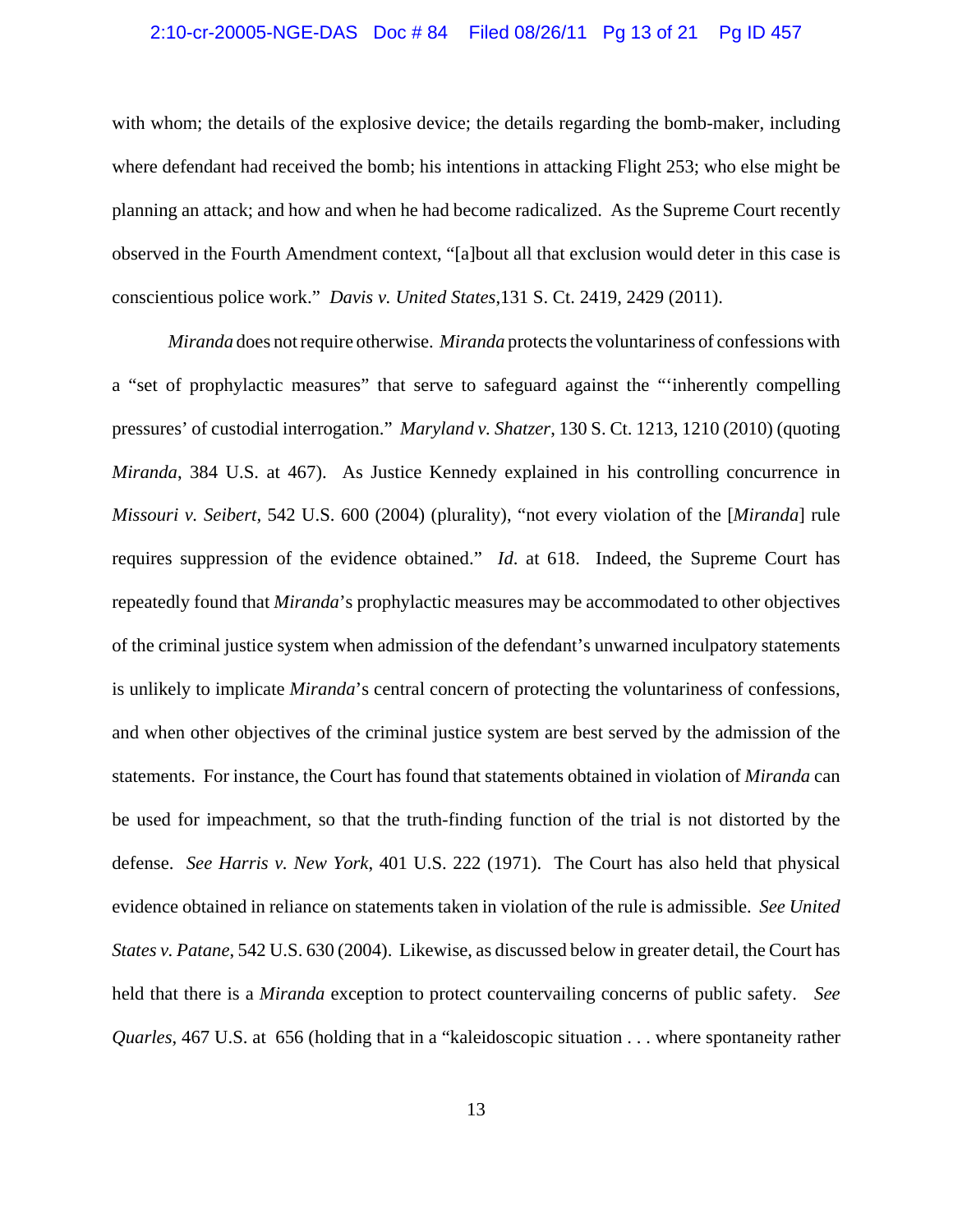with whom; the details of the explosive device; the details regarding the bomb-maker, including where defendant had received the bomb; his intentions in attacking Flight 253; who else might be planning an attack; and how and when he had become radicalized. As the Supreme Court recently observed in the Fourth Amendment context, "[a]bout all that exclusion would deter in this case is conscientious police work." *Davis v. United States*,131 S. Ct. 2419, 2429 (2011).

*Miranda* does not require otherwise. *Miranda* protects the voluntariness of confessions with a "set of prophylactic measures" that serve to safeguard against the "'inherently compelling pressures' of custodial interrogation." *Maryland v. Shatzer*, 130 S. Ct. 1213, 1210 (2010) (quoting *Miranda*, 384 U.S. at 467). As Justice Kennedy explained in his controlling concurrence in *Missouri v. Seibert,* 542 U.S. 600 (2004) (plurality), "not every violation of the [*Miranda*] rule requires suppression of the evidence obtained." *Id*. at 618. Indeed, the Supreme Court has repeatedly found that *Miranda*'s prophylactic measures may be accommodated to other objectives of the criminal justice system when admission of the defendant's unwarned inculpatory statements is unlikely to implicate *Miranda*'s central concern of protecting the voluntariness of confessions, and when other objectives of the criminal justice system are best served by the admission of the statements. For instance, the Court has found that statements obtained in violation of *Miranda* can be used for impeachment, so that the truth-finding function of the trial is not distorted by the defense. *See Harris v. New York*, 401 U.S. 222 (1971). The Court has also held that physical evidence obtained in reliance on statements taken in violation of the rule is admissible. *See United States v. Patane*, 542 U.S. 630 (2004). Likewise, as discussed below in greater detail, the Court has held that there is a *Miranda* exception to protect countervailing concerns of public safety. *See Quarles*, 467 U.S. at 656 (holding that in a "kaleidoscopic situation . . . where spontaneity rather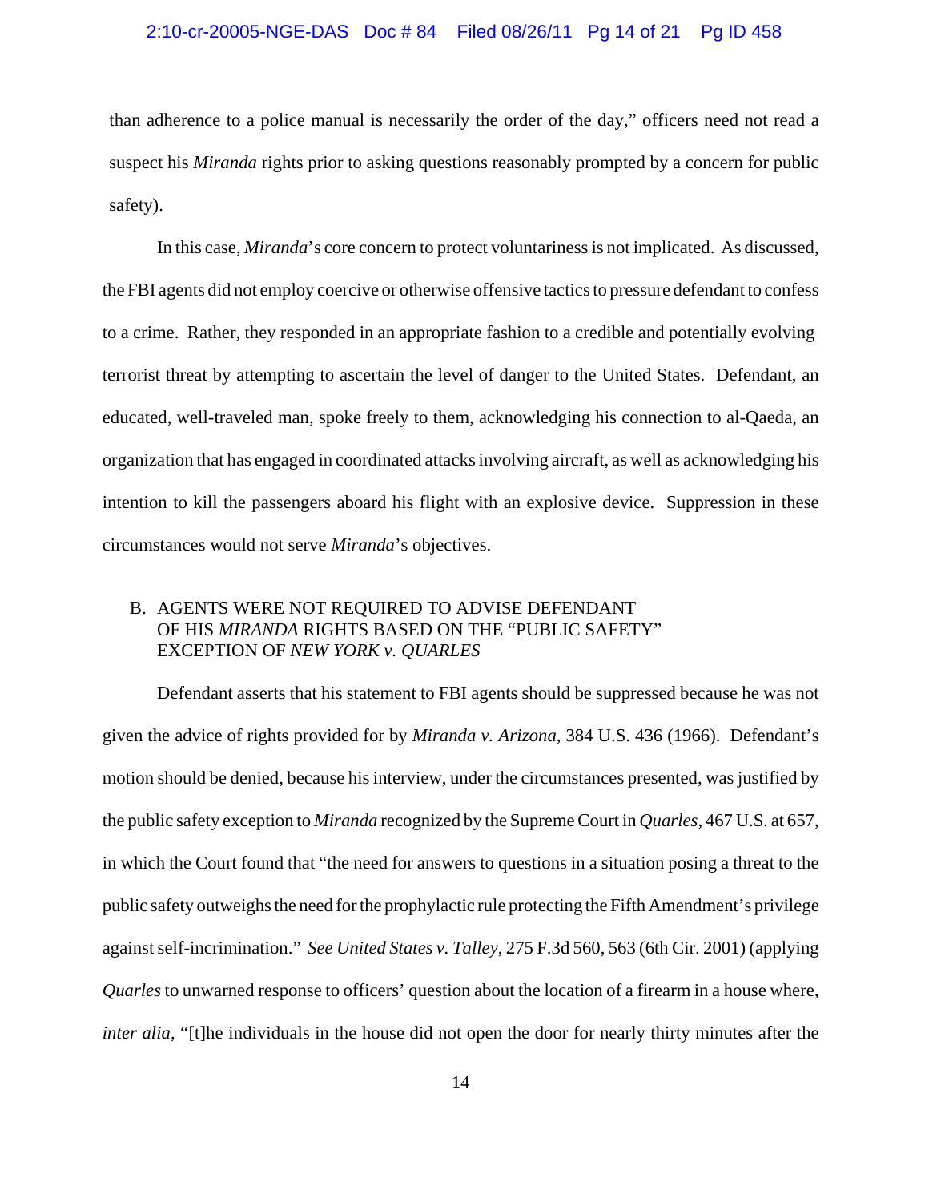than adherence to a police manual is necessarily the order of the day," officers need not read a suspect his *Miranda* rights prior to asking questions reasonably prompted by a concern for public safety).

In this case, *Miranda*'s core concern to protect voluntariness is not implicated. As discussed, the FBI agents did not employ coercive or otherwise offensive tactics to pressure defendant to confess to a crime. Rather, they responded in an appropriate fashion to a credible and potentially evolving terrorist threat by attempting to ascertain the level of danger to the United States. Defendant, an educated, well-traveled man, spoke freely to them, acknowledging his connection to al-Qaeda, an organization that has engaged in coordinated attacks involving aircraft, as well as acknowledging his intention to kill the passengers aboard his flight with an explosive device. Suppression in these circumstances would not serve *Miranda*'s objectives.

## B. AGENTS WERE NOT REQUIRED TO ADVISE DEFENDANT OF HIS *MIRANDA* RIGHTS BASED ON THE "PUBLIC SAFETY" EXCEPTION OF *NEW YORK v. QUARLES*

Defendant asserts that his statement to FBI agents should be suppressed because he was not given the advice of rights provided for by *Miranda v. Arizona*, 384 U.S. 436 (1966). Defendant's motion should be denied, because his interview, under the circumstances presented, was justified by the public safety exception to *Miranda* recognized by the Supreme Court in *Quarles*, 467 U.S. at 657, in which the Court found that "the need for answers to questions in a situation posing a threat to the public safety outweighs the need for the prophylactic rule protecting the Fifth Amendment's privilege against self-incrimination." *See United States v. Talley*, 275 F.3d 560, 563 (6th Cir. 2001) (applying *Quarles* to unwarned response to officers' question about the location of a firearm in a house where, *inter alia*, "[t]he individuals in the house did not open the door for nearly thirty minutes after the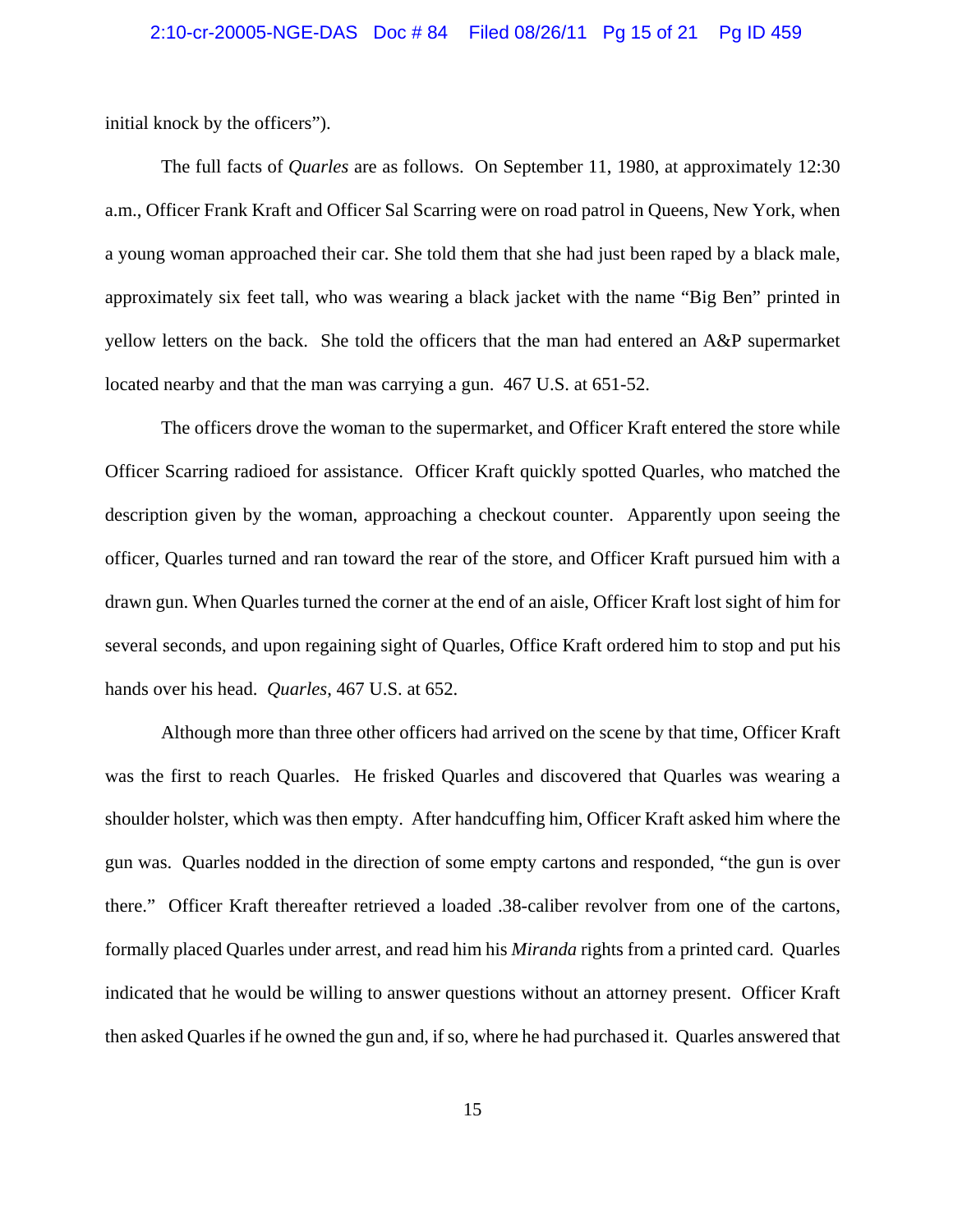initial knock by the officers").

The full facts of *Quarles* are as follows. On September 11, 1980, at approximately 12:30 a.m., Officer Frank Kraft and Officer Sal Scarring were on road patrol in Queens, New York, when a young woman approached their car. She told them that she had just been raped by a black male, approximately six feet tall, who was wearing a black jacket with the name "Big Ben" printed in yellow letters on the back. She told the officers that the man had entered an A&P supermarket located nearby and that the man was carrying a gun. 467 U.S. at 651-52.

The officers drove the woman to the supermarket, and Officer Kraft entered the store while Officer Scarring radioed for assistance. Officer Kraft quickly spotted Quarles, who matched the description given by the woman, approaching a checkout counter. Apparently upon seeing the officer, Quarles turned and ran toward the rear of the store, and Officer Kraft pursued him with a drawn gun. When Quarles turned the corner at the end of an aisle, Officer Kraft lost sight of him for several seconds, and upon regaining sight of Quarles, Office Kraft ordered him to stop and put his hands over his head. *Quarles*, 467 U.S. at 652.

Although more than three other officers had arrived on the scene by that time, Officer Kraft was the first to reach Quarles. He frisked Quarles and discovered that Quarles was wearing a shoulder holster, which was then empty. After handcuffing him, Officer Kraft asked him where the gun was. Quarles nodded in the direction of some empty cartons and responded, "the gun is over there." Officer Kraft thereafter retrieved a loaded .38-caliber revolver from one of the cartons, formally placed Quarles under arrest, and read him his *Miranda* rights from a printed card. Quarles indicated that he would be willing to answer questions without an attorney present. Officer Kraft then asked Quarles if he owned the gun and, if so, where he had purchased it. Quarles answered that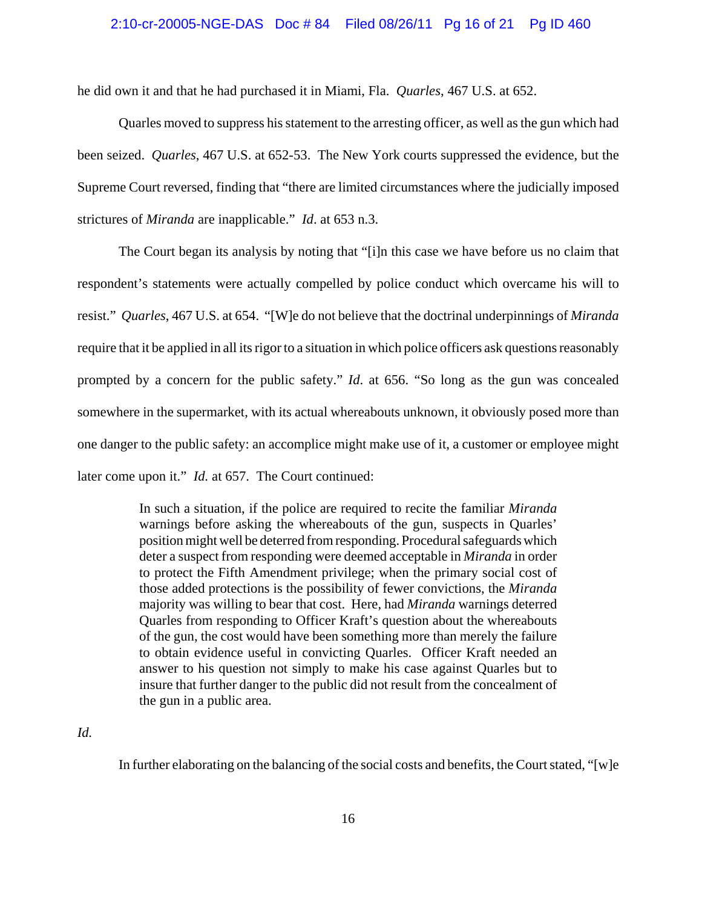he did own it and that he had purchased it in Miami, Fla. *Quarles*, 467 U.S. at 652.

Quarles moved to suppress his statement to the arresting officer, as well as the gun which had been seized. *Quarles*, 467 U.S. at 652-53. The New York courts suppressed the evidence, but the Supreme Court reversed, finding that "there are limited circumstances where the judicially imposed strictures of *Miranda* are inapplicable." *Id*. at 653 n.3.

The Court began its analysis by noting that "[i]n this case we have before us no claim that respondent's statements were actually compelled by police conduct which overcame his will to resist." *Quarles*, 467 U.S. at 654. "[W]e do not believe that the doctrinal underpinnings of *Miranda* require that it be applied in all its rigor to a situation in which police officers ask questions reasonably prompted by a concern for the public safety." *Id*. at 656. "So long as the gun was concealed somewhere in the supermarket, with its actual whereabouts unknown, it obviously posed more than one danger to the public safety: an accomplice might make use of it, a customer or employee might later come upon it." *Id.* at 657. The Court continued:

> In such a situation, if the police are required to recite the familiar *Miranda* warnings before asking the whereabouts of the gun, suspects in Quarles' position might well be deterred from responding. Procedural safeguards which deter a suspect from responding were deemed acceptable in *Miranda* in order to protect the Fifth Amendment privilege; when the primary social cost of those added protections is the possibility of fewer convictions, the *Miranda* majority was willing to bear that cost. Here, had *Miranda* warnings deterred Quarles from responding to Officer Kraft's question about the whereabouts of the gun, the cost would have been something more than merely the failure to obtain evidence useful in convicting Quarles. Officer Kraft needed an answer to his question not simply to make his case against Quarles but to insure that further danger to the public did not result from the concealment of the gun in a public area.

*Id.*

In further elaborating on the balancing of the social costs and benefits, the Court stated, "[w]e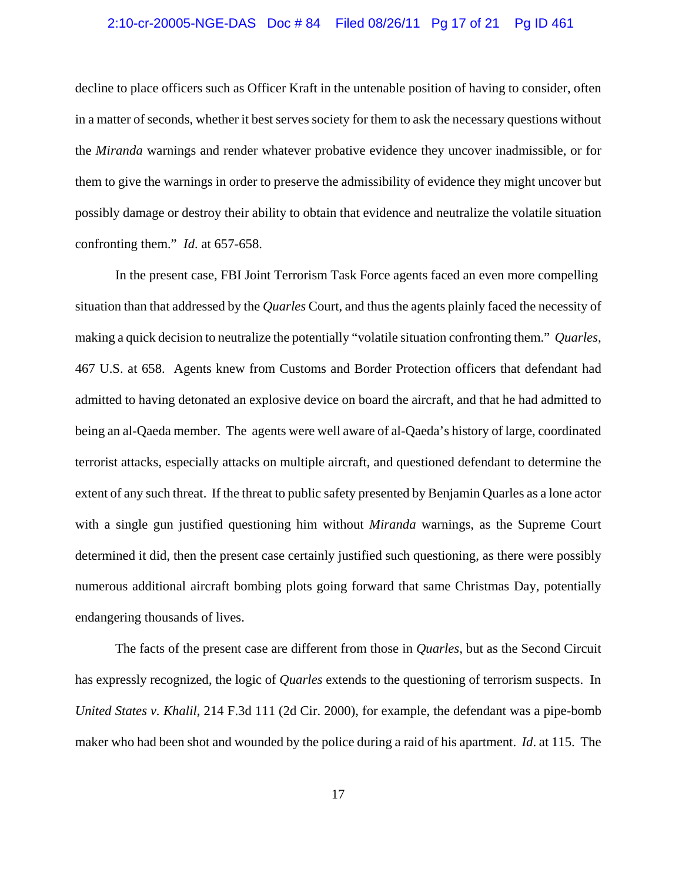decline to place officers such as Officer Kraft in the untenable position of having to consider, often in a matter of seconds, whether it best serves society for them to ask the necessary questions without the *Miranda* warnings and render whatever probative evidence they uncover inadmissible, or for them to give the warnings in order to preserve the admissibility of evidence they might uncover but possibly damage or destroy their ability to obtain that evidence and neutralize the volatile situation confronting them." *Id*. at 657-658.

In the present case, FBI Joint Terrorism Task Force agents faced an even more compelling situation than that addressed by the *Quarles* Court, and thus the agents plainly faced the necessity of making a quick decision to neutralize the potentially "volatile situation confronting them." *Quarles*, 467 U.S. at 658. Agents knew from Customs and Border Protection officers that defendant had admitted to having detonated an explosive device on board the aircraft, and that he had admitted to being an al-Qaeda member. The agents were well aware of al-Qaeda's history of large, coordinated terrorist attacks, especially attacks on multiple aircraft, and questioned defendant to determine the extent of any such threat. If the threat to public safety presented by Benjamin Quarles as a lone actor with a single gun justified questioning him without *Miranda* warnings, as the Supreme Court determined it did, then the present case certainly justified such questioning, as there were possibly numerous additional aircraft bombing plots going forward that same Christmas Day, potentially endangering thousands of lives.

The facts of the present case are different from those in *Quarles*, but as the Second Circuit has expressly recognized, the logic of *Quarles* extends to the questioning of terrorism suspects. In *United States v. Khalil*, 214 F.3d 111 (2d Cir. 2000), for example, the defendant was a pipe-bomb maker who had been shot and wounded by the police during a raid of his apartment. *Id*. at 115. The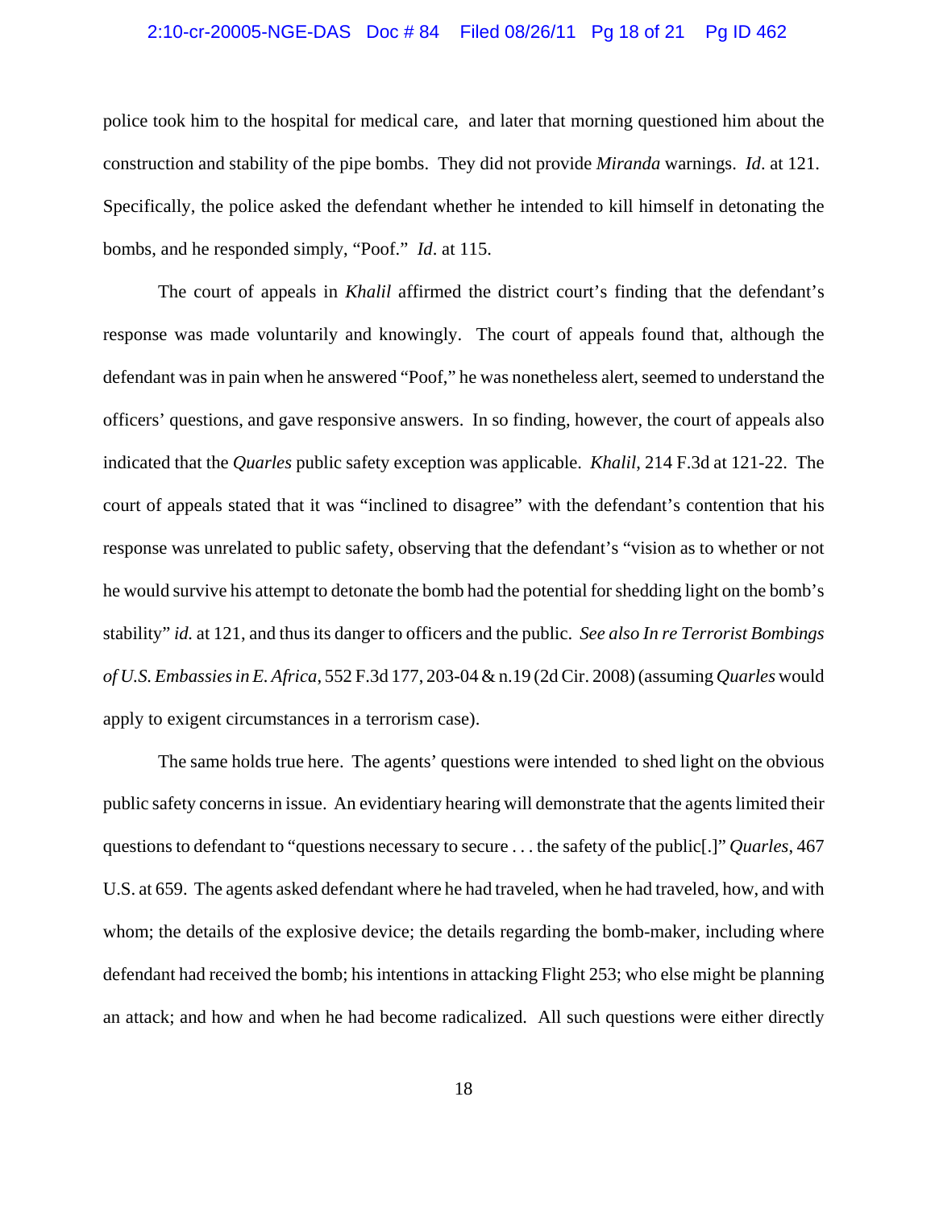police took him to the hospital for medical care, and later that morning questioned him about the construction and stability of the pipe bombs. They did not provide *Miranda* warnings. *Id*. at 121. Specifically, the police asked the defendant whether he intended to kill himself in detonating the bombs, and he responded simply, "Poof." *Id*. at 115.

The court of appeals in *Khalil* affirmed the district court's finding that the defendant's response was made voluntarily and knowingly. The court of appeals found that, although the defendant was in pain when he answered "Poof," he was nonetheless alert, seemed to understand the officers' questions, and gave responsive answers. In so finding, however, the court of appeals also indicated that the *Quarles* public safety exception was applicable. *Khalil*, 214 F.3d at 121-22. The court of appeals stated that it was "inclined to disagree" with the defendant's contention that his response was unrelated to public safety, observing that the defendant's "vision as to whether or not he would survive his attempt to detonate the bomb had the potential for shedding light on the bomb's stability" *id.* at 121, and thus its danger to officers and the public. *See also In re Terrorist Bombings of U.S. Embassies in E. Africa*, 552 F.3d 177, 203-04 & n.19 (2d Cir. 2008) (assuming *Quarles* would apply to exigent circumstances in a terrorism case).

The same holds true here. The agents' questions were intended to shed light on the obvious public safety concerns in issue. An evidentiary hearing will demonstrate that the agents limited their questions to defendant to "questions necessary to secure . . . the safety of the public[.]" *Quarles*, 467 U.S. at 659. The agents asked defendant where he had traveled, when he had traveled, how, and with whom; the details of the explosive device; the details regarding the bomb-maker, including where defendant had received the bomb; his intentions in attacking Flight 253; who else might be planning an attack; and how and when he had become radicalized. All such questions were either directly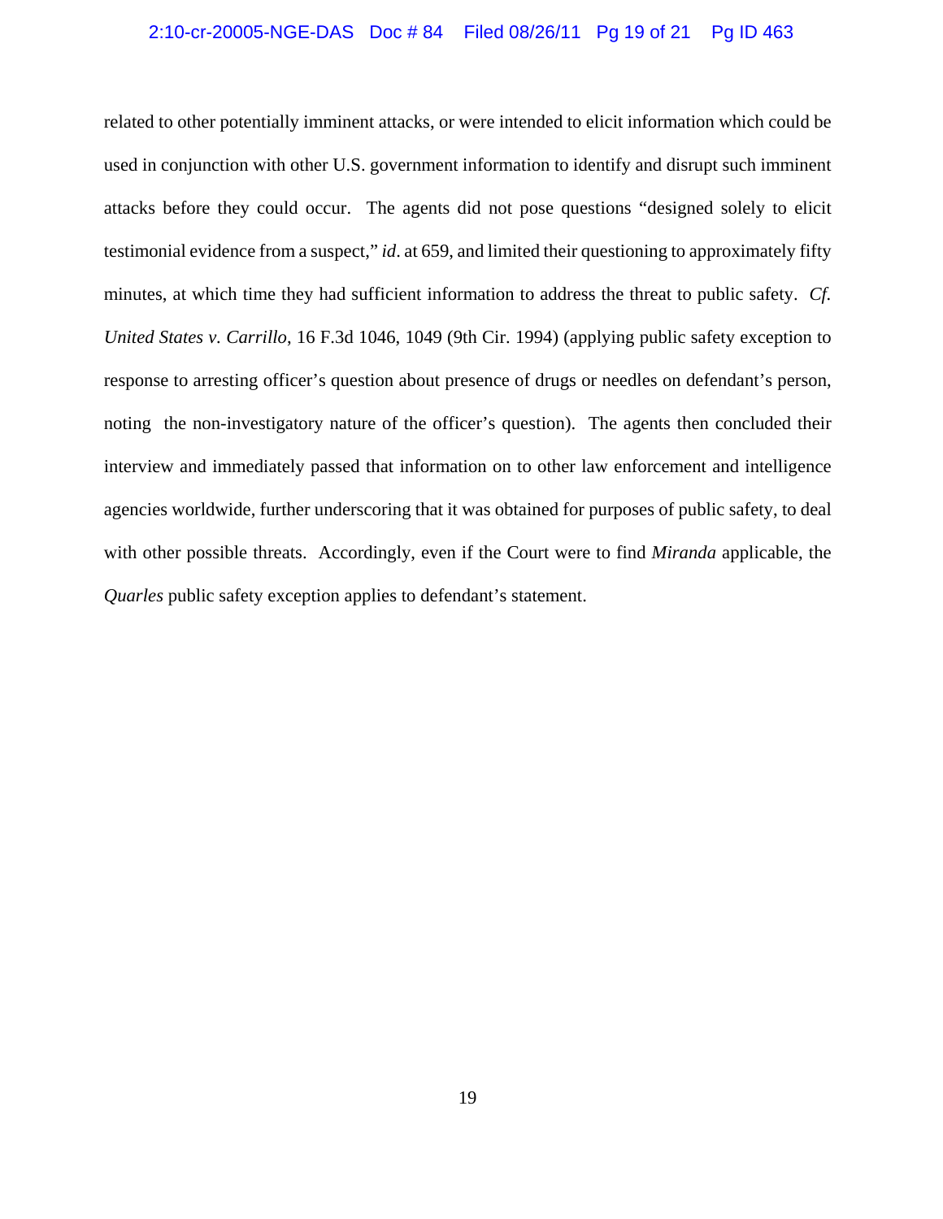related to other potentially imminent attacks, or were intended to elicit information which could be used in conjunction with other U.S. government information to identify and disrupt such imminent attacks before they could occur. The agents did not pose questions "designed solely to elicit testimonial evidence from a suspect," *id*. at 659, and limited their questioning to approximately fifty minutes, at which time they had sufficient information to address the threat to public safety. *Cf. United States v. Carrillo*, 16 F.3d 1046, 1049 (9th Cir. 1994) (applying public safety exception to response to arresting officer's question about presence of drugs or needles on defendant's person, noting the non-investigatory nature of the officer's question). The agents then concluded their interview and immediately passed that information on to other law enforcement and intelligence agencies worldwide, further underscoring that it was obtained for purposes of public safety, to deal with other possible threats. Accordingly, even if the Court were to find *Miranda* applicable, the *Quarles* public safety exception applies to defendant's statement.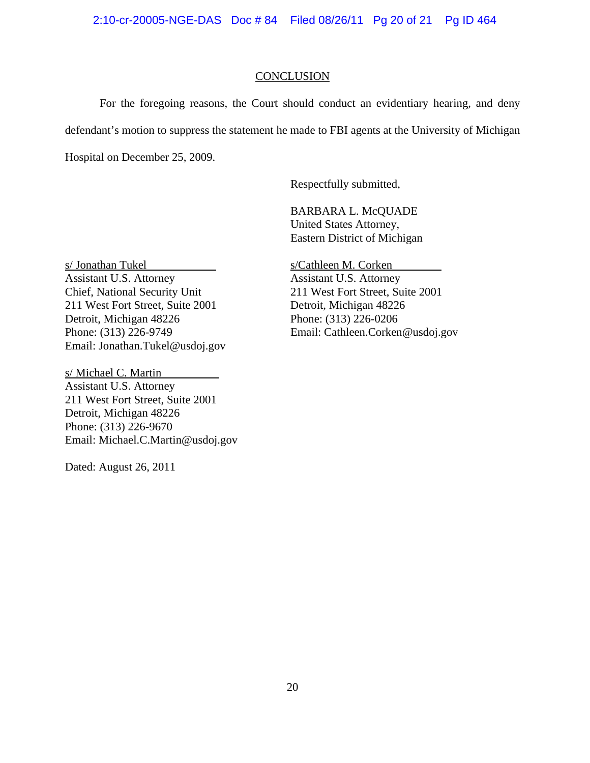## CONCLUSION

For the foregoing reasons, the Court should conduct an evidentiary hearing, and deny defendant's motion to suppress the statement he made to FBI agents at the University of Michigan Hospital on December 25, 2009.

Respectfully submitted,

BARBARA L. McQUADE
United States Attorney,
Eastern District of Michigan

s/ Jonathan Tukel
Assistant U.S. Attorney
Chief, National Security Unit
211 West Fort Street, Suite 2001
Detroit, Michigan 48226
Phone: (313) 226-9749
Email: Jonathan.Tukel@usdoj.gov

s/Cathleen M. Corken
Assistant U.S. Attorney
211 West Fort Street, Suite 2001
Detroit, Michigan 48226
Phone: (313) 226-0206
Email: Cathleen.Corken@usdoj.gov

s/ Michael C. Martin
Assistant U.S. Attorney
211 West Fort Street, Suite 2001
Detroit, Michigan 48226
Phone: (313) 226-9670
Email: Michael.C.Martin@usdoj.gov

Dated: August 26, 2011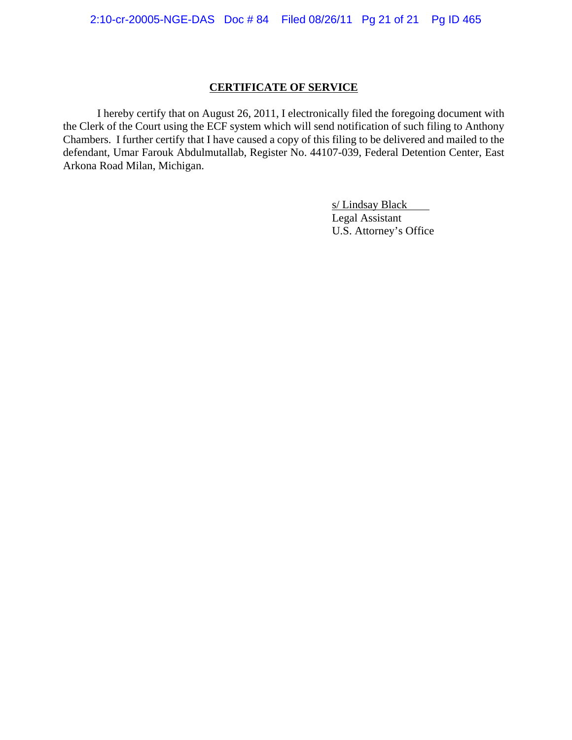## CERTIFICATE OF SERVICE

I hereby certify that on August 26, 2011, I electronically filed the foregoing document with the Clerk of the Court using the ECF system which will send notification of such filing to Anthony Chambers. I further certify that I have caused a copy of this filing to be delivered and mailed to the defendant, Umar Farouk Abdulmutallab, Register No. 44107-039, Federal Detention Center, East Arkona Road Milan, Michigan.

s/ Lindsay Black
Legal Assistant
U.S. Attorney's Office